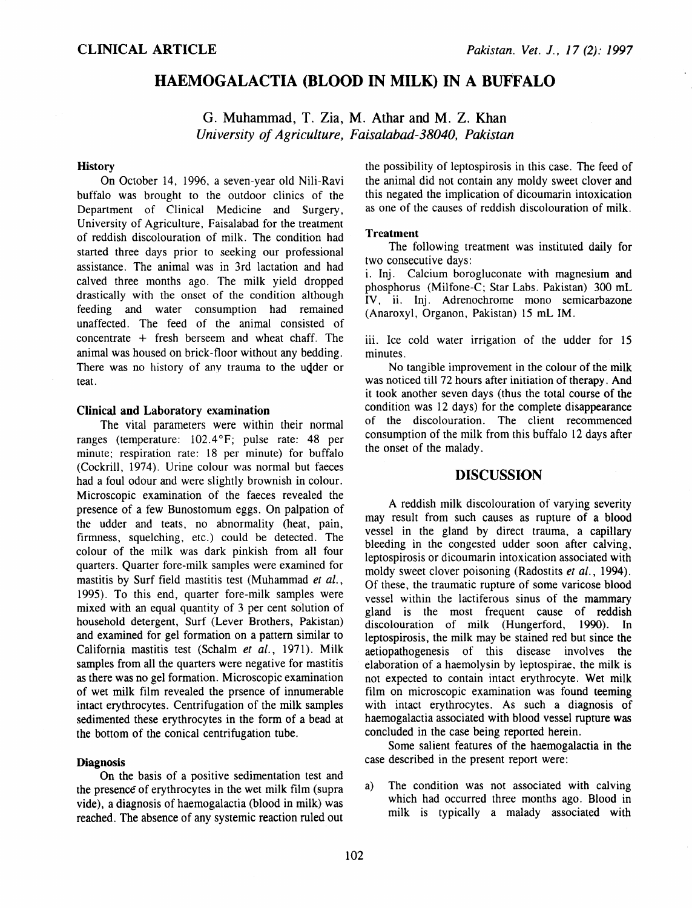CLINICAL ARTICLE

# HAEMOGALACTIA (BLOOD IN MILK) IN A BUFFALO

G. Muhammad, T. Zia, M. Athar and M. Z. Khan
*University of Agriculture, Faisalabad-38040, Pakistan*

### History

On October 14, 1996, a seven-year old Nili-Ravi buffalo was brought to the outdoor clinics of the Department of Clinical Medicine and Surgery, University of Agriculture, Faisalabad for the treatment of reddish discolouration of milk. The condition had started three days prior to seeking our professional assistance. The animal was in 3rd lactation and had calved three months ago. The milk yield dropped drastically with the onset of the condition although feeding and water consumption had remained unaffected. The feed of the animal consisted of concentrate + fresh berseem and wheat chaff. The animal was housed on brick-floor without any bedding. There was no history of any trauma to the udder or teat.

### Clinical and Laboratory examination

The vital parameters were within their normal ranges (temperature: 102.4°F; pulse rate: 48 per minute; respiration rate: 18 per minute) for buffalo (Cockrill, 1974). Urine colour was normal but faeces had a foul odour and were slightly brownish in colour. Microscopic examination of the faeces revealed the presence of a few Bunostomum eggs. On palpation of the udder and teats, no abnormality (heat, pain, firmness, squelching, etc.) could be detected. The colour of the milk was dark pinkish from all four quarters. Quarter fore-milk samples were examined for mastitis by Surf field mastitis test (Muhammad *et al.*, 1995). To this end, quarter fore-milk samples were mixed with an equal quantity of 3 per cent solution of household detergent, Surf (Lever Brothers, Pakistan) and examined for gel formation on a pattern similar to California mastitis test (Schalm *et al.*, 1971). Milk samples from all the quarters were negative for mastitis as there was no gel formation. Microscopic examination of wet milk film revealed the prsence of innumerable intact erythrocytes. Centrifugation of the milk samples sedimented these erythrocytes in the form of a bead at the bottom of the conical centrifugation tube.

### Diagnosis

On the basis of a positive sedimentation test and the presence of erythrocytes in the wet milk film (supra vide), a diagnosis of haemogalactia (blood in milk) was reached. The absence of any systemic reaction ruled out the possibility of leptospirosis in this case. The feed of the animal did not contain any moldy sweet clover and this negated the implication of dicoumarin intoxication as one of the causes of reddish discolouration of milk.

### Treatment

The following treatment was instituted daily for two consecutive days:

i. Inj. Calcium borogluconate with magnesium and phosphorus (Milfone-C; Star Labs. Pakistan) 300 mL IV, ii. Inj. Adrenochrome mono semicarbazone (Anaroxyl, Organon, Pakistan) 15 mL IM.

iii. Ice cold water irrigation of the udder for 15 minutes.

No tangible improvement in the colour of the milk was noticed till 72 hours after initiation of therapy. And it took another seven days (thus the total course of the condition was 12 days) for the complete disappearance of the discolouration. The client recommenced consumption of the milk from this buffalo 12 days after the onset of the malady.

## DISCUSSION

A reddish milk discolouration of varying severity may result from such causes as rupture of a blood vessel in the gland by direct trauma, a capillary bleeding in the congested udder soon after calving, leptospirosis or dicoumarin intoxication associated with moldy sweet clover poisoning (Radostits *et al.*, 1994). Of these, the traumatic rupture of some varicose blood vessel within the lactiferous sinus of the mammary gland is the most frequent cause of reddish discolouration of milk (Hungerford, 1990). In leptospirosis, the milk may be stained red but since the aetiopathogenesis of this disease involves the elaboration of a haemolysin by leptospirae, the milk is not expected to contain intact erythrocyte. Wet milk film on microscopic examination was found teeming with intact erythrocytes. As such a diagnosis of haemogalactia associated with blood vessel rupture was concluded in the case being reported herein.

Some salient features of the haemogalactia in the case described in the present report were:

a) The condition was not associated with calving which had occurred three months ago. Blood in milk is typically a malady associated with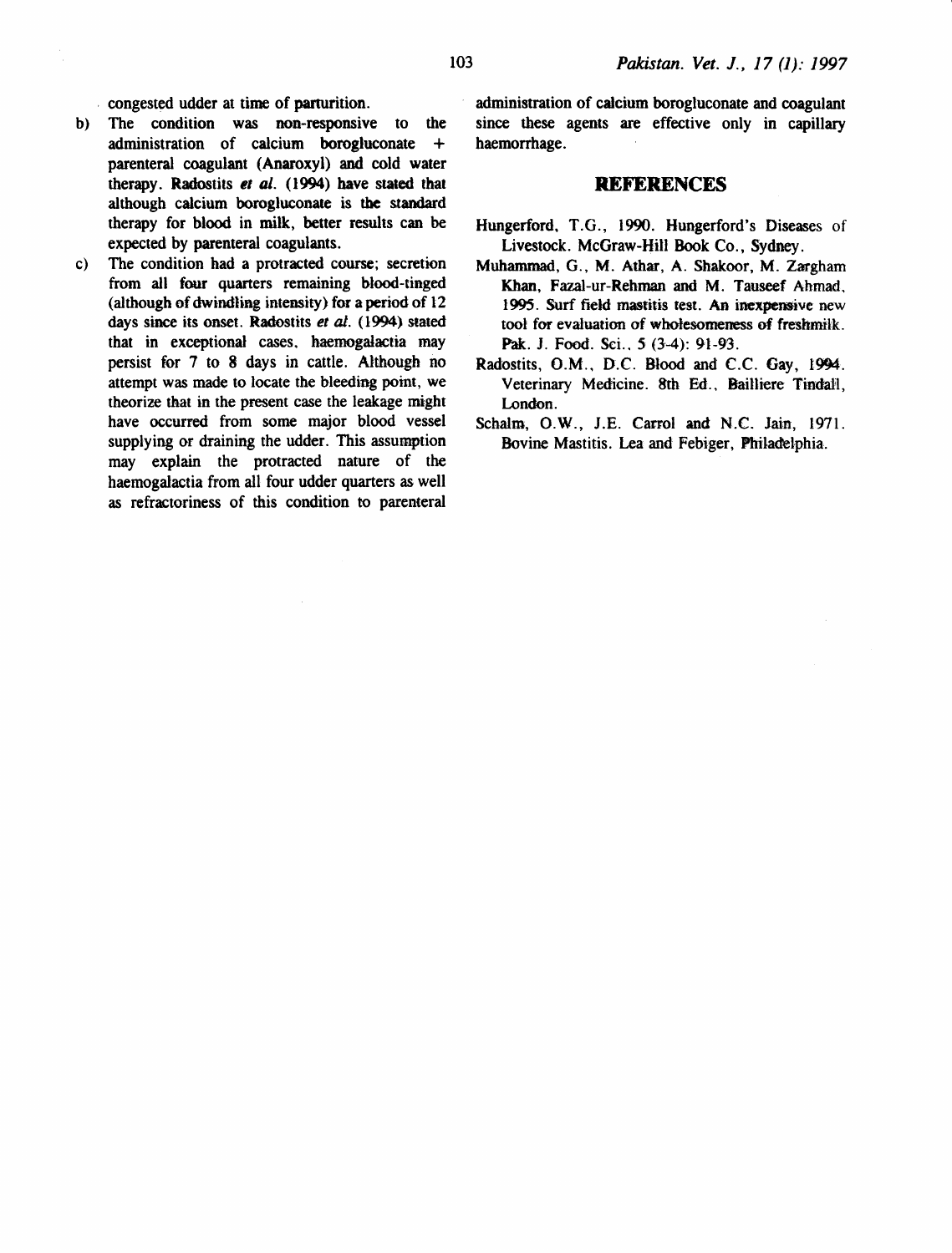congested udder at time of parturition.

b) The condition was non-responsive to the administration of calcium borogluconate + parenteral coagulant (Anaroxyl) and cold water therapy. Radostits *et al.* (1994) have stated that although calcium borogluconate is the standard therapy for blood in milk, better results can be expected by parenteral coagulants.

c) The condition had a protracted course; secretion from all four quarters remaining blood-tinged (although of dwindling intensity) for a period of 12 days since its onset. Radostits *et al.* (1994) stated that in exceptional cases, haemogalactia may persist for 7 to 8 days in cattle. Although no attempt was made to locate the bleeding point, we theorize that in the present case the leakage might have occurred from some major blood vessel supplying or draining the udder. This assumption may explain the protracted nature of the haemogalactia from all four udder quarters as well as refractoriness of this condition to parenteral administration of calcium borogluconate and coagulant since these agents are effective only in capillary haemorrhage.

## REFERENCES

Hungerford, T.G., 1990. Hungerford's Diseases of Livestock. McGraw-Hill Book Co., Sydney.

Muhammad, G., M. Athar, A. Shakoor, M. Zargham Khan, Fazal-ur-Rehman and M. Tauseef Ahmad, 1995. Surf field mastitis test. An inexpensive new tool for evaluation of wholesomeness of freshmilk. Pak. J. Food. Sci., 5 (3-4): 91-93.

Radostits, O.M., D.C. Blood and C.C. Gay, 1994. Veterinary Medicine. 8th Ed., Bailliere Tindall, London.

Schalm, O.W., J.E. Carrol and N.C. Jain, 1971. Bovine Mastitis. Lea and Febiger, Philadelphia.